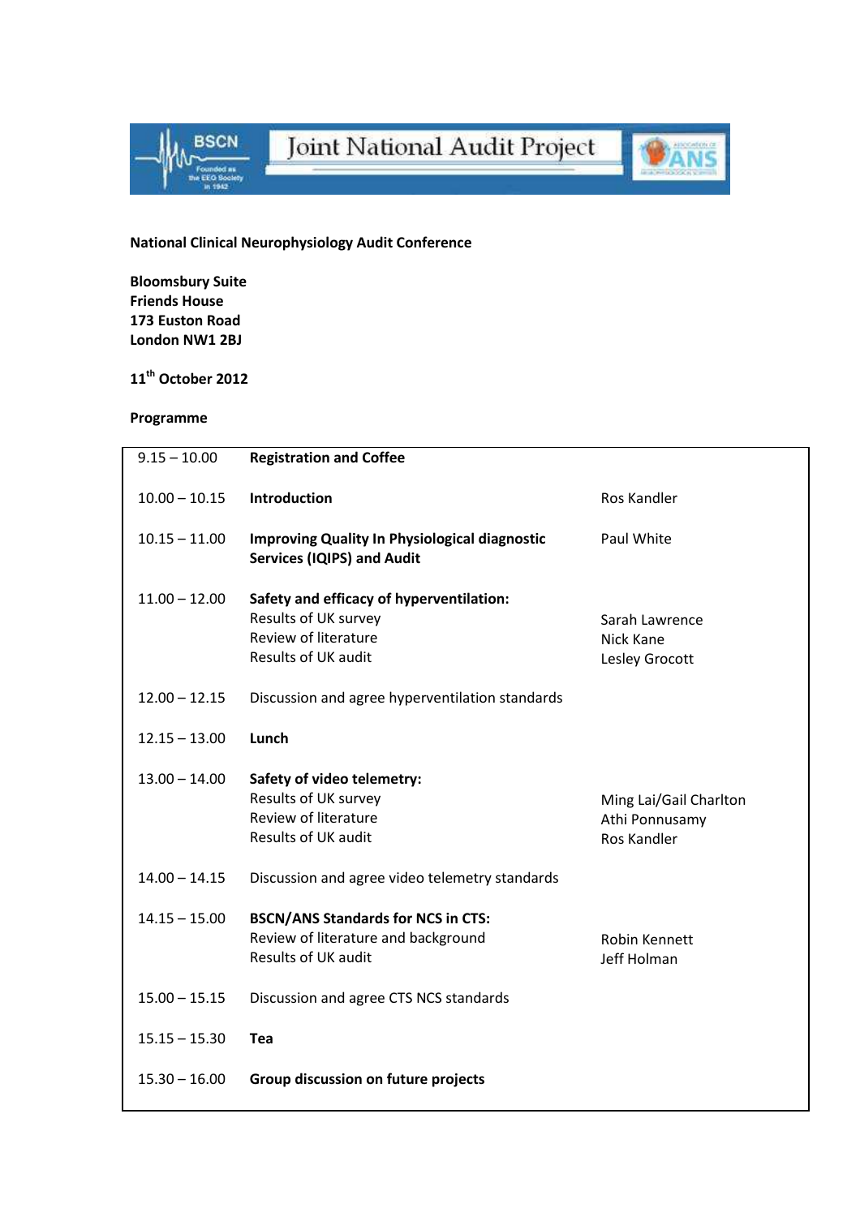Joint National Audit Project

**National Clinical Neurophysiology Audit Conference**

**Bloomsbury Suite**
**Friends House**
**173 Euston Road**
**London NW1 2BJ**

**11th October 2012**

**Programme**

| Time | Session | Speaker |
|---|---|---|
| 9.15 – 10.00 | **Registration and Coffee** | |
| 10.00 – 10.15 | **Introduction** | Ros Kandler |
| 10.15 – 11.00 | **Improving Quality In Physiological diagnostic Services (IQIPS) and Audit** | Paul White |
| 11.00 – 12.00 | **Safety and efficacy of hyperventilation:**<br>Results of UK survey<br>Review of literature<br>Results of UK audit | <br>Sarah Lawrence<br>Nick Kane<br>Lesley Grocott |
| 12.00 – 12.15 | Discussion and agree hyperventilation standards | |
| 12.15 – 13.00 | **Lunch** | |
| 13.00 – 14.00 | **Safety of video telemetry:**<br>Results of UK survey<br>Review of literature<br>Results of UK audit | <br>Ming Lai/Gail Charlton<br>Athi Ponnusamy<br>Ros Kandler |
| 14.00 – 14.15 | Discussion and agree video telemetry standards | |
| 14.15 – 15.00 | **BSCN/ANS Standards for NCS in CTS:**<br>Review of literature and background<br>Results of UK audit | <br>Robin Kennett<br>Jeff Holman |
| 15.00 – 15.15 | Discussion and agree CTS NCS standards | |
| 15.15 – 15.30 | **Tea** | |
| 15.30 – 16.00 | **Group discussion on future projects** | |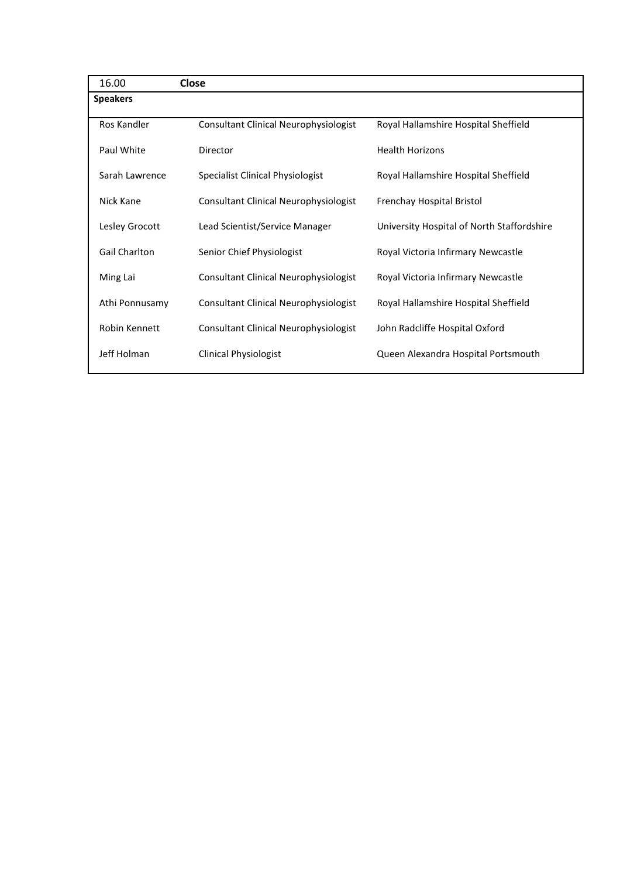| | |
|---|---|
| 16.00 | **Close** |

**Speakers**

| | | |
|---|---|---|
| Ros Kandler | Consultant Clinical Neurophysiologist | Royal Hallamshire Hospital Sheffield |
| Paul White | Director | Health Horizons |
| Sarah Lawrence | Specialist Clinical Physiologist | Royal Hallamshire Hospital Sheffield |
| Nick Kane | Consultant Clinical Neurophysiologist | Frenchay Hospital Bristol |
| Lesley Grocott | Lead Scientist/Service Manager | University Hospital of North Staffordshire |
| Gail Charlton | Senior Chief Physiologist | Royal Victoria Infirmary Newcastle |
| Ming Lai | Consultant Clinical Neurophysiologist | Royal Victoria Infirmary Newcastle |
| Athi Ponnusamy | Consultant Clinical Neurophysiologist | Royal Hallamshire Hospital Sheffield |
| Robin Kennett | Consultant Clinical Neurophysiologist | John Radcliffe Hospital Oxford |
| Jeff Holman | Clinical Physiologist | Queen Alexandra Hospital Portsmouth |